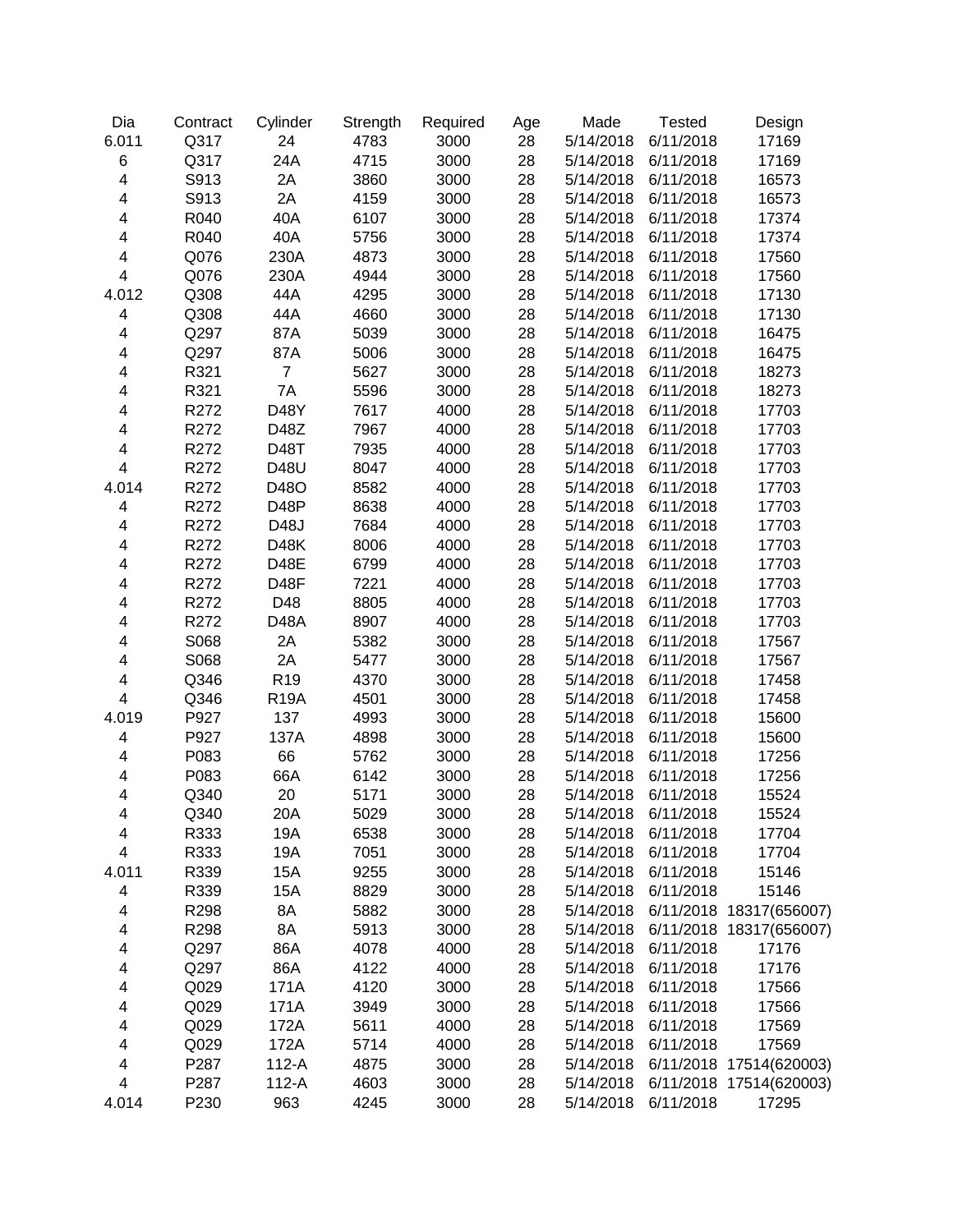| Dia | Contract | Cylinder | Strength | Required | Age | Made | Tested | Design |
|---|---|---|---|---|---|---|---|---|
| 6.011 | Q317 | 24 | 4783 | 3000 | 28 | 5/14/2018 | 6/11/2018 | 17169 |
| 6 | Q317 | 24A | 4715 | 3000 | 28 | 5/14/2018 | 6/11/2018 | 17169 |
| 4 | S913 | 2A | 3860 | 3000 | 28 | 5/14/2018 | 6/11/2018 | 16573 |
| 4 | S913 | 2A | 4159 | 3000 | 28 | 5/14/2018 | 6/11/2018 | 16573 |
| 4 | R040 | 40A | 6107 | 3000 | 28 | 5/14/2018 | 6/11/2018 | 17374 |
| 4 | R040 | 40A | 5756 | 3000 | 28 | 5/14/2018 | 6/11/2018 | 17374 |
| 4 | Q076 | 230A | 4873 | 3000 | 28 | 5/14/2018 | 6/11/2018 | 17560 |
| 4 | Q076 | 230A | 4944 | 3000 | 28 | 5/14/2018 | 6/11/2018 | 17560 |
| 4.012 | Q308 | 44A | 4295 | 3000 | 28 | 5/14/2018 | 6/11/2018 | 17130 |
| 4 | Q308 | 44A | 4660 | 3000 | 28 | 5/14/2018 | 6/11/2018 | 17130 |
| 4 | Q297 | 87A | 5039 | 3000 | 28 | 5/14/2018 | 6/11/2018 | 16475 |
| 4 | Q297 | 87A | 5006 | 3000 | 28 | 5/14/2018 | 6/11/2018 | 16475 |
| 4 | R321 | 7 | 5627 | 3000 | 28 | 5/14/2018 | 6/11/2018 | 18273 |
| 4 | R321 | 7A | 5596 | 3000 | 28 | 5/14/2018 | 6/11/2018 | 18273 |
| 4 | R272 | D48Y | 7617 | 4000 | 28 | 5/14/2018 | 6/11/2018 | 17703 |
| 4 | R272 | D48Z | 7967 | 4000 | 28 | 5/14/2018 | 6/11/2018 | 17703 |
| 4 | R272 | D48T | 7935 | 4000 | 28 | 5/14/2018 | 6/11/2018 | 17703 |
| 4 | R272 | D48U | 8047 | 4000 | 28 | 5/14/2018 | 6/11/2018 | 17703 |
| 4.014 | R272 | D48O | 8582 | 4000 | 28 | 5/14/2018 | 6/11/2018 | 17703 |
| 4 | R272 | D48P | 8638 | 4000 | 28 | 5/14/2018 | 6/11/2018 | 17703 |
| 4 | R272 | D48J | 7684 | 4000 | 28 | 5/14/2018 | 6/11/2018 | 17703 |
| 4 | R272 | D48K | 8006 | 4000 | 28 | 5/14/2018 | 6/11/2018 | 17703 |
| 4 | R272 | D48E | 6799 | 4000 | 28 | 5/14/2018 | 6/11/2018 | 17703 |
| 4 | R272 | D48F | 7221 | 4000 | 28 | 5/14/2018 | 6/11/2018 | 17703 |
| 4 | R272 | D48 | 8805 | 4000 | 28 | 5/14/2018 | 6/11/2018 | 17703 |
| 4 | R272 | D48A | 8907 | 4000 | 28 | 5/14/2018 | 6/11/2018 | 17703 |
| 4 | S068 | 2A | 5382 | 3000 | 28 | 5/14/2018 | 6/11/2018 | 17567 |
| 4 | S068 | 2A | 5477 | 3000 | 28 | 5/14/2018 | 6/11/2018 | 17567 |
| 4 | Q346 | R19 | 4370 | 3000 | 28 | 5/14/2018 | 6/11/2018 | 17458 |
| 4 | Q346 | R19A | 4501 | 3000 | 28 | 5/14/2018 | 6/11/2018 | 17458 |
| 4.019 | P927 | 137 | 4993 | 3000 | 28 | 5/14/2018 | 6/11/2018 | 15600 |
| 4 | P927 | 137A | 4898 | 3000 | 28 | 5/14/2018 | 6/11/2018 | 15600 |
| 4 | P083 | 66 | 5762 | 3000 | 28 | 5/14/2018 | 6/11/2018 | 17256 |
| 4 | P083 | 66A | 6142 | 3000 | 28 | 5/14/2018 | 6/11/2018 | 17256 |
| 4 | Q340 | 20 | 5171 | 3000 | 28 | 5/14/2018 | 6/11/2018 | 15524 |
| 4 | Q340 | 20A | 5029 | 3000 | 28 | 5/14/2018 | 6/11/2018 | 15524 |
| 4 | R333 | 19A | 6538 | 3000 | 28 | 5/14/2018 | 6/11/2018 | 17704 |
| 4 | R333 | 19A | 7051 | 3000 | 28 | 5/14/2018 | 6/11/2018 | 17704 |
| 4.011 | R339 | 15A | 9255 | 3000 | 28 | 5/14/2018 | 6/11/2018 | 15146 |
| 4 | R339 | 15A | 8829 | 3000 | 28 | 5/14/2018 | 6/11/2018 | 15146 |
| 4 | R298 | 8A | 5882 | 3000 | 28 | 5/14/2018 | 6/11/2018 | 18317(656007) |
| 4 | R298 | 8A | 5913 | 3000 | 28 | 5/14/2018 | 6/11/2018 | 18317(656007) |
| 4 | Q297 | 86A | 4078 | 4000 | 28 | 5/14/2018 | 6/11/2018 | 17176 |
| 4 | Q297 | 86A | 4122 | 4000 | 28 | 5/14/2018 | 6/11/2018 | 17176 |
| 4 | Q029 | 171A | 4120 | 3000 | 28 | 5/14/2018 | 6/11/2018 | 17566 |
| 4 | Q029 | 171A | 3949 | 3000 | 28 | 5/14/2018 | 6/11/2018 | 17566 |
| 4 | Q029 | 172A | 5611 | 4000 | 28 | 5/14/2018 | 6/11/2018 | 17569 |
| 4 | Q029 | 172A | 5714 | 4000 | 28 | 5/14/2018 | 6/11/2018 | 17569 |
| 4 | P287 | 112-A | 4875 | 3000 | 28 | 5/14/2018 | 6/11/2018 | 17514(620003) |
| 4 | P287 | 112-A | 4603 | 3000 | 28 | 5/14/2018 | 6/11/2018 | 17514(620003) |
| 4.014 | P230 | 963 | 4245 | 3000 | 28 | 5/14/2018 | 6/11/2018 | 17295 |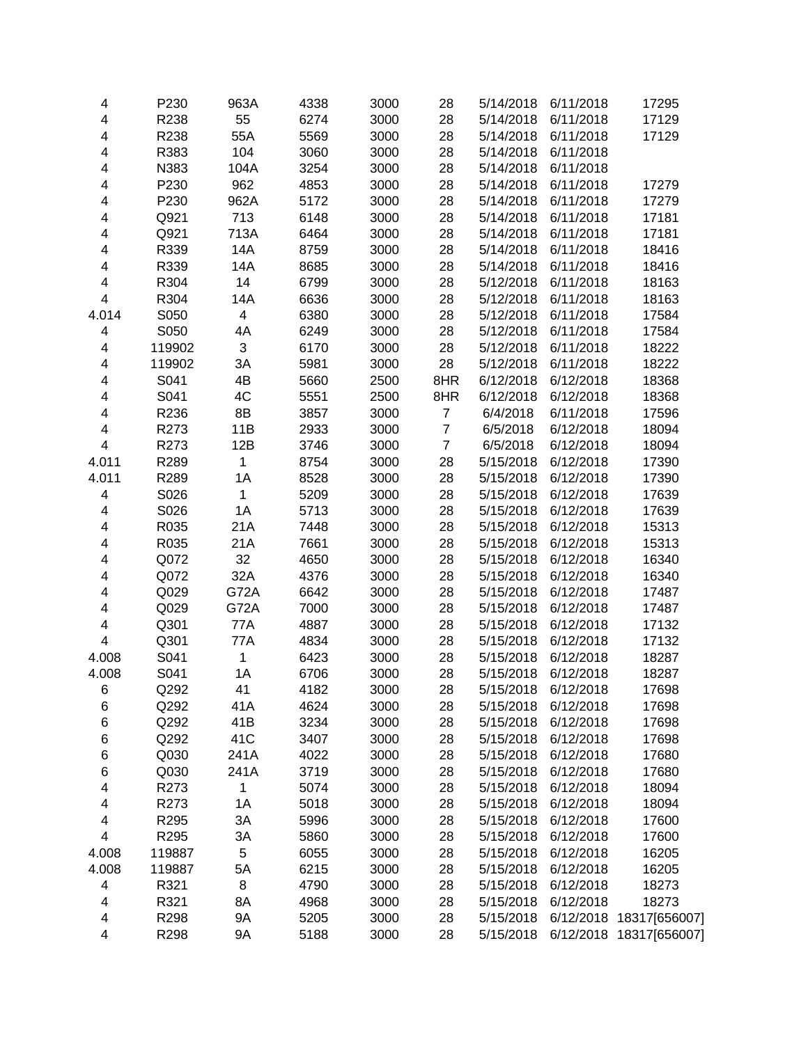| | | | | | | | | |
|---|---|---|---|---|---|---|---|---|
| 4 | P230 | 963A | 4338 | 3000 | 28 | 5/14/2018 | 6/11/2018 | 17295 |
| 4 | R238 | 55 | 6274 | 3000 | 28 | 5/14/2018 | 6/11/2018 | 17129 |
| 4 | R238 | 55A | 5569 | 3000 | 28 | 5/14/2018 | 6/11/2018 | 17129 |
| 4 | R383 | 104 | 3060 | 3000 | 28 | 5/14/2018 | 6/11/2018 | |
| 4 | N383 | 104A | 3254 | 3000 | 28 | 5/14/2018 | 6/11/2018 | |
| 4 | P230 | 962 | 4853 | 3000 | 28 | 5/14/2018 | 6/11/2018 | 17279 |
| 4 | P230 | 962A | 5172 | 3000 | 28 | 5/14/2018 | 6/11/2018 | 17279 |
| 4 | Q921 | 713 | 6148 | 3000 | 28 | 5/14/2018 | 6/11/2018 | 17181 |
| 4 | Q921 | 713A | 6464 | 3000 | 28 | 5/14/2018 | 6/11/2018 | 17181 |
| 4 | R339 | 14A | 8759 | 3000 | 28 | 5/14/2018 | 6/11/2018 | 18416 |
| 4 | R339 | 14A | 8685 | 3000 | 28 | 5/14/2018 | 6/11/2018 | 18416 |
| 4 | R304 | 14 | 6799 | 3000 | 28 | 5/12/2018 | 6/11/2018 | 18163 |
| 4 | R304 | 14A | 6636 | 3000 | 28 | 5/12/2018 | 6/11/2018 | 18163 |
| 4.014 | S050 | 4 | 6380 | 3000 | 28 | 5/12/2018 | 6/11/2018 | 17584 |
| 4 | S050 | 4A | 6249 | 3000 | 28 | 5/12/2018 | 6/11/2018 | 17584 |
| 4 | 119902 | 3 | 6170 | 3000 | 28 | 5/12/2018 | 6/11/2018 | 18222 |
| 4 | 119902 | 3A | 5981 | 3000 | 28 | 5/12/2018 | 6/11/2018 | 18222 |
| 4 | S041 | 4B | 5660 | 2500 | 8HR | 6/12/2018 | 6/12/2018 | 18368 |
| 4 | S041 | 4C | 5551 | 2500 | 8HR | 6/12/2018 | 6/12/2018 | 18368 |
| 4 | R236 | 8B | 3857 | 3000 | 7 | 6/4/2018 | 6/11/2018 | 17596 |
| 4 | R273 | 11B | 2933 | 3000 | 7 | 6/5/2018 | 6/12/2018 | 18094 |
| 4 | R273 | 12B | 3746 | 3000 | 7 | 6/5/2018 | 6/12/2018 | 18094 |
| 4.011 | R289 | 1 | 8754 | 3000 | 28 | 5/15/2018 | 6/12/2018 | 17390 |
| 4.011 | R289 | 1A | 8528 | 3000 | 28 | 5/15/2018 | 6/12/2018 | 17390 |
| 4 | S026 | 1 | 5209 | 3000 | 28 | 5/15/2018 | 6/12/2018 | 17639 |
| 4 | S026 | 1A | 5713 | 3000 | 28 | 5/15/2018 | 6/12/2018 | 17639 |
| 4 | R035 | 21A | 7448 | 3000 | 28 | 5/15/2018 | 6/12/2018 | 15313 |
| 4 | R035 | 21A | 7661 | 3000 | 28 | 5/15/2018 | 6/12/2018 | 15313 |
| 4 | Q072 | 32 | 4650 | 3000 | 28 | 5/15/2018 | 6/12/2018 | 16340 |
| 4 | Q072 | 32A | 4376 | 3000 | 28 | 5/15/2018 | 6/12/2018 | 16340 |
| 4 | Q029 | G72A | 6642 | 3000 | 28 | 5/15/2018 | 6/12/2018 | 17487 |
| 4 | Q029 | G72A | 7000 | 3000 | 28 | 5/15/2018 | 6/12/2018 | 17487 |
| 4 | Q301 | 77A | 4887 | 3000 | 28 | 5/15/2018 | 6/12/2018 | 17132 |
| 4 | Q301 | 77A | 4834 | 3000 | 28 | 5/15/2018 | 6/12/2018 | 17132 |
| 4.008 | S041 | 1 | 6423 | 3000 | 28 | 5/15/2018 | 6/12/2018 | 18287 |
| 4.008 | S041 | 1A | 6706 | 3000 | 28 | 5/15/2018 | 6/12/2018 | 18287 |
| 6 | Q292 | 41 | 4182 | 3000 | 28 | 5/15/2018 | 6/12/2018 | 17698 |
| 6 | Q292 | 41A | 4624 | 3000 | 28 | 5/15/2018 | 6/12/2018 | 17698 |
| 6 | Q292 | 41B | 3234 | 3000 | 28 | 5/15/2018 | 6/12/2018 | 17698 |
| 6 | Q292 | 41C | 3407 | 3000 | 28 | 5/15/2018 | 6/12/2018 | 17698 |
| 6 | Q030 | 241A | 4022 | 3000 | 28 | 5/15/2018 | 6/12/2018 | 17680 |
| 6 | Q030 | 241A | 3719 | 3000 | 28 | 5/15/2018 | 6/12/2018 | 17680 |
| 4 | R273 | 1 | 5074 | 3000 | 28 | 5/15/2018 | 6/12/2018 | 18094 |
| 4 | R273 | 1A | 5018 | 3000 | 28 | 5/15/2018 | 6/12/2018 | 18094 |
| 4 | R295 | 3A | 5996 | 3000 | 28 | 5/15/2018 | 6/12/2018 | 17600 |
| 4 | R295 | 3A | 5860 | 3000 | 28 | 5/15/2018 | 6/12/2018 | 17600 |
| 4.008 | 119887 | 5 | 6055 | 3000 | 28 | 5/15/2018 | 6/12/2018 | 16205 |
| 4.008 | 119887 | 5A | 6215 | 3000 | 28 | 5/15/2018 | 6/12/2018 | 16205 |
| 4 | R321 | 8 | 4790 | 3000 | 28 | 5/15/2018 | 6/12/2018 | 18273 |
| 4 | R321 | 8A | 4968 | 3000 | 28 | 5/15/2018 | 6/12/2018 | 18273 |
| 4 | R298 | 9A | 5205 | 3000 | 28 | 5/15/2018 | 6/12/2018 | 18317[656007] |
| 4 | R298 | 9A | 5188 | 3000 | 28 | 5/15/2018 | 6/12/2018 | 18317[656007] |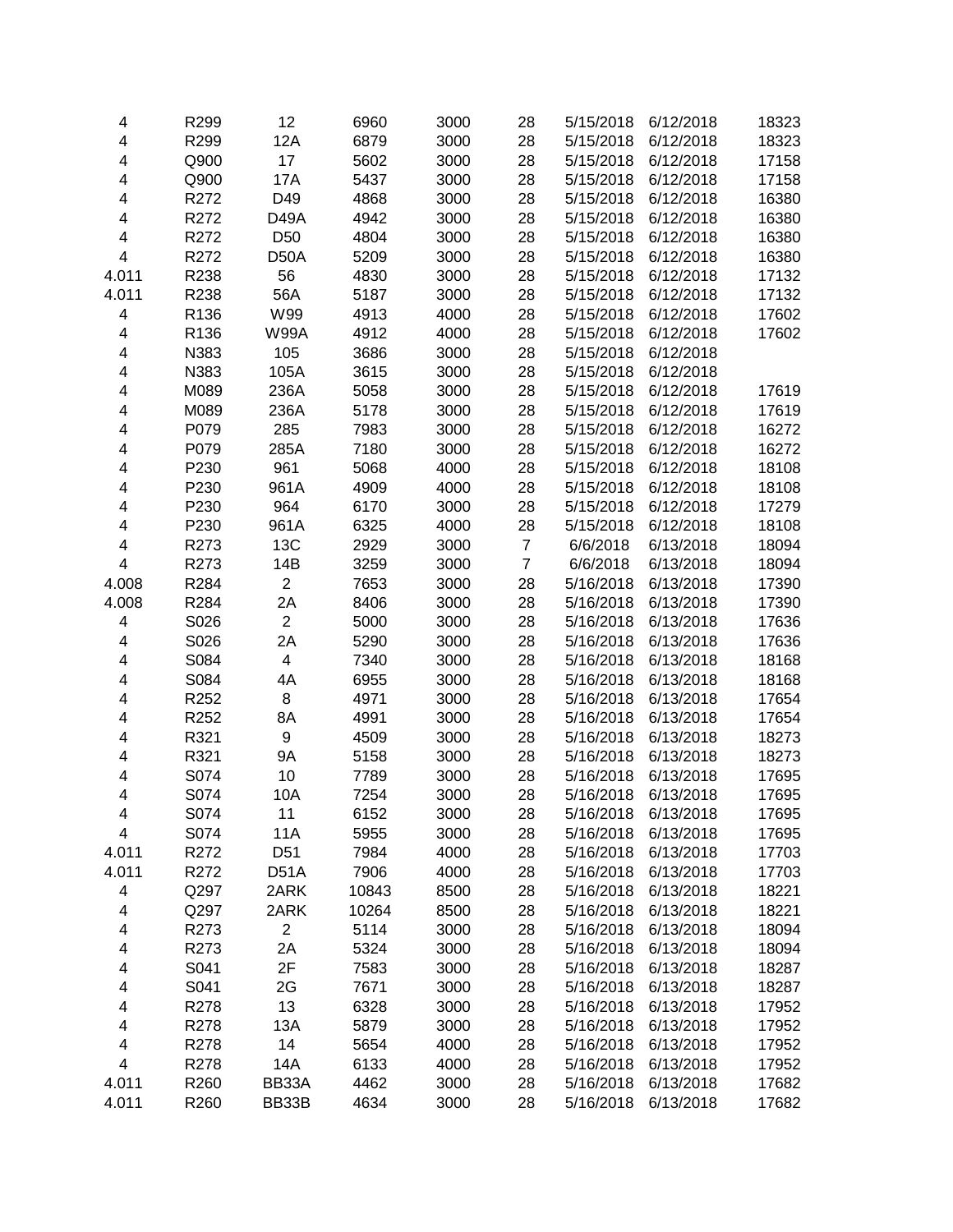| | | | | | | | | |
|---|---|---|---|---|---|---|---|---|
| 4 | R299 | 12 | 6960 | 3000 | 28 | 5/15/2018 | 6/12/2018 | 18323 |
| 4 | R299 | 12A | 6879 | 3000 | 28 | 5/15/2018 | 6/12/2018 | 18323 |
| 4 | Q900 | 17 | 5602 | 3000 | 28 | 5/15/2018 | 6/12/2018 | 17158 |
| 4 | Q900 | 17A | 5437 | 3000 | 28 | 5/15/2018 | 6/12/2018 | 17158 |
| 4 | R272 | D49 | 4868 | 3000 | 28 | 5/15/2018 | 6/12/2018 | 16380 |
| 4 | R272 | D49A | 4942 | 3000 | 28 | 5/15/2018 | 6/12/2018 | 16380 |
| 4 | R272 | D50 | 4804 | 3000 | 28 | 5/15/2018 | 6/12/2018 | 16380 |
| 4 | R272 | D50A | 5209 | 3000 | 28 | 5/15/2018 | 6/12/2018 | 16380 |
| 4.011 | R238 | 56 | 4830 | 3000 | 28 | 5/15/2018 | 6/12/2018 | 17132 |
| 4.011 | R238 | 56A | 5187 | 3000 | 28 | 5/15/2018 | 6/12/2018 | 17132 |
| 4 | R136 | W99 | 4913 | 4000 | 28 | 5/15/2018 | 6/12/2018 | 17602 |
| 4 | R136 | W99A | 4912 | 4000 | 28 | 5/15/2018 | 6/12/2018 | 17602 |
| 4 | N383 | 105 | 3686 | 3000 | 28 | 5/15/2018 | 6/12/2018 | |
| 4 | N383 | 105A | 3615 | 3000 | 28 | 5/15/2018 | 6/12/2018 | |
| 4 | M089 | 236A | 5058 | 3000 | 28 | 5/15/2018 | 6/12/2018 | 17619 |
| 4 | M089 | 236A | 5178 | 3000 | 28 | 5/15/2018 | 6/12/2018 | 17619 |
| 4 | P079 | 285 | 7983 | 3000 | 28 | 5/15/2018 | 6/12/2018 | 16272 |
| 4 | P079 | 285A | 7180 | 3000 | 28 | 5/15/2018 | 6/12/2018 | 16272 |
| 4 | P230 | 961 | 5068 | 4000 | 28 | 5/15/2018 | 6/12/2018 | 18108 |
| 4 | P230 | 961A | 4909 | 4000 | 28 | 5/15/2018 | 6/12/2018 | 18108 |
| 4 | P230 | 964 | 6170 | 3000 | 28 | 5/15/2018 | 6/12/2018 | 17279 |
| 4 | P230 | 961A | 6325 | 4000 | 28 | 5/15/2018 | 6/12/2018 | 18108 |
| 4 | R273 | 13C | 2929 | 3000 | 7 | 6/6/2018 | 6/13/2018 | 18094 |
| 4 | R273 | 14B | 3259 | 3000 | 7 | 6/6/2018 | 6/13/2018 | 18094 |
| 4.008 | R284 | 2 | 7653 | 3000 | 28 | 5/16/2018 | 6/13/2018 | 17390 |
| 4.008 | R284 | 2A | 8406 | 3000 | 28 | 5/16/2018 | 6/13/2018 | 17390 |
| 4 | S026 | 2 | 5000 | 3000 | 28 | 5/16/2018 | 6/13/2018 | 17636 |
| 4 | S026 | 2A | 5290 | 3000 | 28 | 5/16/2018 | 6/13/2018 | 17636 |
| 4 | S084 | 4 | 7340 | 3000 | 28 | 5/16/2018 | 6/13/2018 | 18168 |
| 4 | S084 | 4A | 6955 | 3000 | 28 | 5/16/2018 | 6/13/2018 | 18168 |
| 4 | R252 | 8 | 4971 | 3000 | 28 | 5/16/2018 | 6/13/2018 | 17654 |
| 4 | R252 | 8A | 4991 | 3000 | 28 | 5/16/2018 | 6/13/2018 | 17654 |
| 4 | R321 | 9 | 4509 | 3000 | 28 | 5/16/2018 | 6/13/2018 | 18273 |
| 4 | R321 | 9A | 5158 | 3000 | 28 | 5/16/2018 | 6/13/2018 | 18273 |
| 4 | S074 | 10 | 7789 | 3000 | 28 | 5/16/2018 | 6/13/2018 | 17695 |
| 4 | S074 | 10A | 7254 | 3000 | 28 | 5/16/2018 | 6/13/2018 | 17695 |
| 4 | S074 | 11 | 6152 | 3000 | 28 | 5/16/2018 | 6/13/2018 | 17695 |
| 4 | S074 | 11A | 5955 | 3000 | 28 | 5/16/2018 | 6/13/2018 | 17695 |
| 4.011 | R272 | D51 | 7984 | 4000 | 28 | 5/16/2018 | 6/13/2018 | 17703 |
| 4.011 | R272 | D51A | 7906 | 4000 | 28 | 5/16/2018 | 6/13/2018 | 17703 |
| 4 | Q297 | 2ARK | 10843 | 8500 | 28 | 5/16/2018 | 6/13/2018 | 18221 |
| 4 | Q297 | 2ARK | 10264 | 8500 | 28 | 5/16/2018 | 6/13/2018 | 18221 |
| 4 | R273 | 2 | 5114 | 3000 | 28 | 5/16/2018 | 6/13/2018 | 18094 |
| 4 | R273 | 2A | 5324 | 3000 | 28 | 5/16/2018 | 6/13/2018 | 18094 |
| 4 | S041 | 2F | 7583 | 3000 | 28 | 5/16/2018 | 6/13/2018 | 18287 |
| 4 | S041 | 2G | 7671 | 3000 | 28 | 5/16/2018 | 6/13/2018 | 18287 |
| 4 | R278 | 13 | 6328 | 3000 | 28 | 5/16/2018 | 6/13/2018 | 17952 |
| 4 | R278 | 13A | 5879 | 3000 | 28 | 5/16/2018 | 6/13/2018 | 17952 |
| 4 | R278 | 14 | 5654 | 4000 | 28 | 5/16/2018 | 6/13/2018 | 17952 |
| 4 | R278 | 14A | 6133 | 4000 | 28 | 5/16/2018 | 6/13/2018 | 17952 |
| 4.011 | R260 | BB33A | 4462 | 3000 | 28 | 5/16/2018 | 6/13/2018 | 17682 |
| 4.011 | R260 | BB33B | 4634 | 3000 | 28 | 5/16/2018 | 6/13/2018 | 17682 |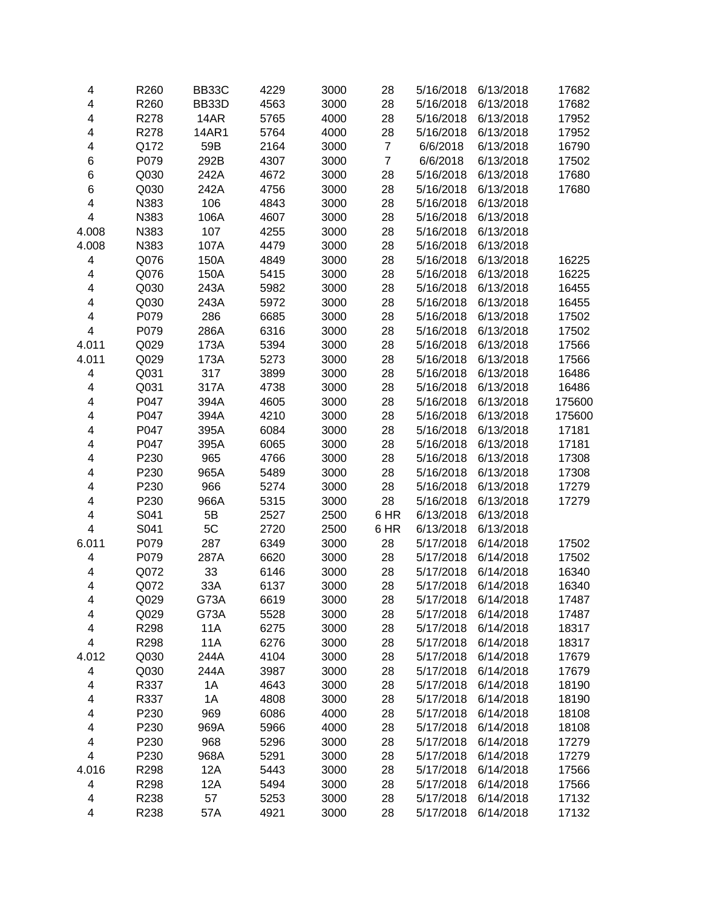| | | | | | | | | |
|---|---|---|---|---|---|---|---|---|
| 4 | R260 | BB33C | 4229 | 3000 | 28 | 5/16/2018 | 6/13/2018 | 17682 |
| 4 | R260 | BB33D | 4563 | 3000 | 28 | 5/16/2018 | 6/13/2018 | 17682 |
| 4 | R278 | 14AR | 5765 | 4000 | 28 | 5/16/2018 | 6/13/2018 | 17952 |
| 4 | R278 | 14AR1 | 5764 | 4000 | 28 | 5/16/2018 | 6/13/2018 | 17952 |
| 4 | Q172 | 59B | 2164 | 3000 | 7 | 6/6/2018 | 6/13/2018 | 16790 |
| 6 | P079 | 292B | 4307 | 3000 | 7 | 6/6/2018 | 6/13/2018 | 17502 |
| 6 | Q030 | 242A | 4672 | 3000 | 28 | 5/16/2018 | 6/13/2018 | 17680 |
| 6 | Q030 | 242A | 4756 | 3000 | 28 | 5/16/2018 | 6/13/2018 | 17680 |
| 4 | N383 | 106 | 4843 | 3000 | 28 | 5/16/2018 | 6/13/2018 | |
| 4 | N383 | 106A | 4607 | 3000 | 28 | 5/16/2018 | 6/13/2018 | |
| 4.008 | N383 | 107 | 4255 | 3000 | 28 | 5/16/2018 | 6/13/2018 | |
| 4.008 | N383 | 107A | 4479 | 3000 | 28 | 5/16/2018 | 6/13/2018 | |
| 4 | Q076 | 150A | 4849 | 3000 | 28 | 5/16/2018 | 6/13/2018 | 16225 |
| 4 | Q076 | 150A | 5415 | 3000 | 28 | 5/16/2018 | 6/13/2018 | 16225 |
| 4 | Q030 | 243A | 5982 | 3000 | 28 | 5/16/2018 | 6/13/2018 | 16455 |
| 4 | Q030 | 243A | 5972 | 3000 | 28 | 5/16/2018 | 6/13/2018 | 16455 |
| 4 | P079 | 286 | 6685 | 3000 | 28 | 5/16/2018 | 6/13/2018 | 17502 |
| 4 | P079 | 286A | 6316 | 3000 | 28 | 5/16/2018 | 6/13/2018 | 17502 |
| 4.011 | Q029 | 173A | 5394 | 3000 | 28 | 5/16/2018 | 6/13/2018 | 17566 |
| 4.011 | Q029 | 173A | 5273 | 3000 | 28 | 5/16/2018 | 6/13/2018 | 17566 |
| 4 | Q031 | 317 | 3899 | 3000 | 28 | 5/16/2018 | 6/13/2018 | 16486 |
| 4 | Q031 | 317A | 4738 | 3000 | 28 | 5/16/2018 | 6/13/2018 | 16486 |
| 4 | P047 | 394A | 4605 | 3000 | 28 | 5/16/2018 | 6/13/2018 | 175600 |
| 4 | P047 | 394A | 4210 | 3000 | 28 | 5/16/2018 | 6/13/2018 | 175600 |
| 4 | P047 | 395A | 6084 | 3000 | 28 | 5/16/2018 | 6/13/2018 | 17181 |
| 4 | P047 | 395A | 6065 | 3000 | 28 | 5/16/2018 | 6/13/2018 | 17181 |
| 4 | P230 | 965 | 4766 | 3000 | 28 | 5/16/2018 | 6/13/2018 | 17308 |
| 4 | P230 | 965A | 5489 | 3000 | 28 | 5/16/2018 | 6/13/2018 | 17308 |
| 4 | P230 | 966 | 5274 | 3000 | 28 | 5/16/2018 | 6/13/2018 | 17279 |
| 4 | P230 | 966A | 5315 | 3000 | 28 | 5/16/2018 | 6/13/2018 | 17279 |
| 4 | S041 | 5B | 2527 | 2500 | 6 HR | 6/13/2018 | 6/13/2018 | |
| 4 | S041 | 5C | 2720 | 2500 | 6 HR | 6/13/2018 | 6/13/2018 | |
| 6.011 | P079 | 287 | 6349 | 3000 | 28 | 5/17/2018 | 6/14/2018 | 17502 |
| 4 | P079 | 287A | 6620 | 3000 | 28 | 5/17/2018 | 6/14/2018 | 17502 |
| 4 | Q072 | 33 | 6146 | 3000 | 28 | 5/17/2018 | 6/14/2018 | 16340 |
| 4 | Q072 | 33A | 6137 | 3000 | 28 | 5/17/2018 | 6/14/2018 | 16340 |
| 4 | Q029 | G73A | 6619 | 3000 | 28 | 5/17/2018 | 6/14/2018 | 17487 |
| 4 | Q029 | G73A | 5528 | 3000 | 28 | 5/17/2018 | 6/14/2018 | 17487 |
| 4 | R298 | 11A | 6275 | 3000 | 28 | 5/17/2018 | 6/14/2018 | 18317 |
| 4 | R298 | 11A | 6276 | 3000 | 28 | 5/17/2018 | 6/14/2018 | 18317 |
| 4.012 | Q030 | 244A | 4104 | 3000 | 28 | 5/17/2018 | 6/14/2018 | 17679 |
| 4 | Q030 | 244A | 3987 | 3000 | 28 | 5/17/2018 | 6/14/2018 | 17679 |
| 4 | R337 | 1A | 4643 | 3000 | 28 | 5/17/2018 | 6/14/2018 | 18190 |
| 4 | R337 | 1A | 4808 | 3000 | 28 | 5/17/2018 | 6/14/2018 | 18190 |
| 4 | P230 | 969 | 6086 | 4000 | 28 | 5/17/2018 | 6/14/2018 | 18108 |
| 4 | P230 | 969A | 5966 | 4000 | 28 | 5/17/2018 | 6/14/2018 | 18108 |
| 4 | P230 | 968 | 5296 | 3000 | 28 | 5/17/2018 | 6/14/2018 | 17279 |
| 4 | P230 | 968A | 5291 | 3000 | 28 | 5/17/2018 | 6/14/2018 | 17279 |
| 4.016 | R298 | 12A | 5443 | 3000 | 28 | 5/17/2018 | 6/14/2018 | 17566 |
| 4 | R298 | 12A | 5494 | 3000 | 28 | 5/17/2018 | 6/14/2018 | 17566 |
| 4 | R238 | 57 | 5253 | 3000 | 28 | 5/17/2018 | 6/14/2018 | 17132 |
| 4 | R238 | 57A | 4921 | 3000 | 28 | 5/17/2018 | 6/14/2018 | 17132 |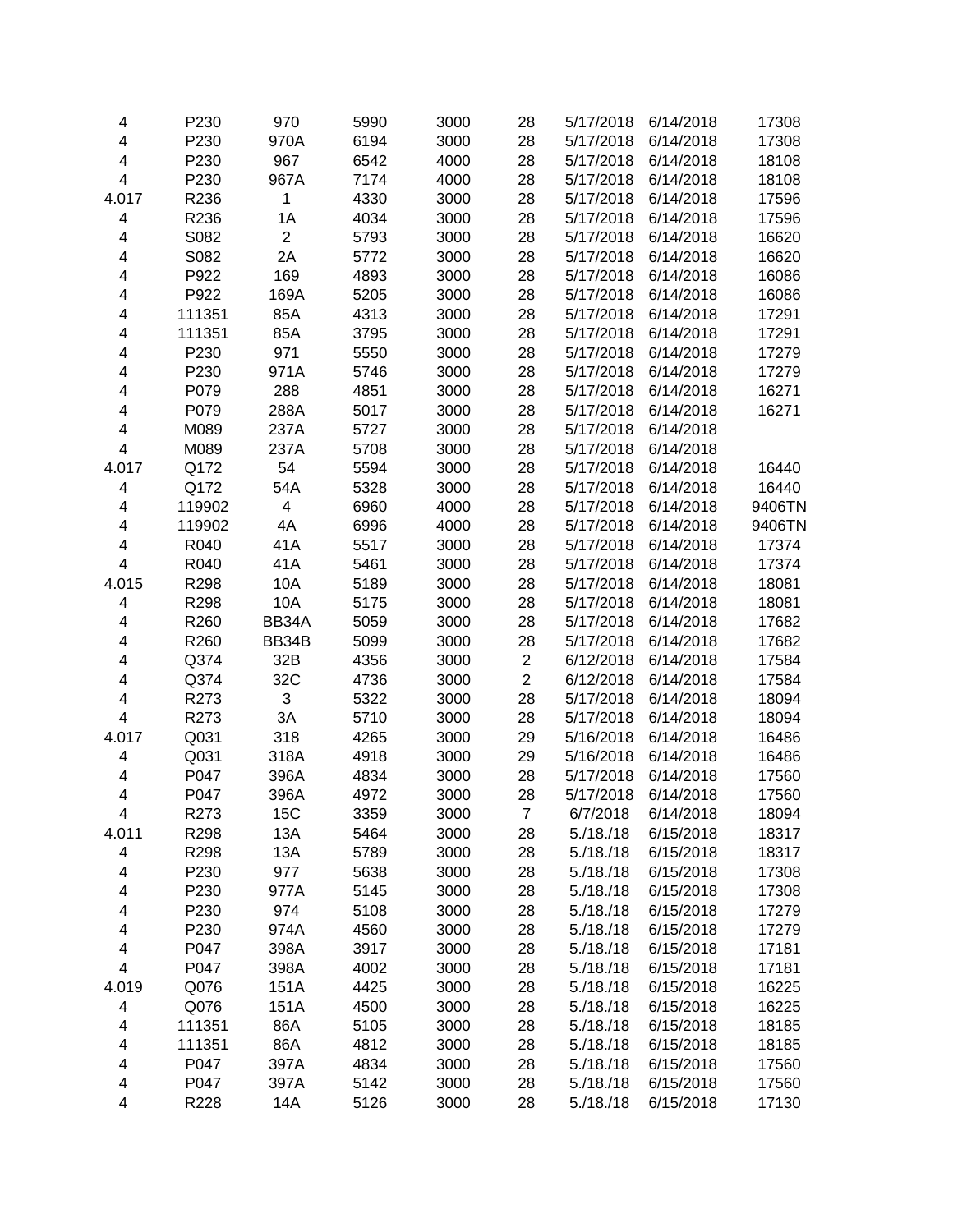| | | | | | | | | |
|---|---|---|---|---|---|---|---|---|
| 4 | P230 | 970 | 5990 | 3000 | 28 | 5/17/2018 | 6/14/2018 | 17308 |
| 4 | P230 | 970A | 6194 | 3000 | 28 | 5/17/2018 | 6/14/2018 | 17308 |
| 4 | P230 | 967 | 6542 | 4000 | 28 | 5/17/2018 | 6/14/2018 | 18108 |
| 4 | P230 | 967A | 7174 | 4000 | 28 | 5/17/2018 | 6/14/2018 | 18108 |
| 4.017 | R236 | 1 | 4330 | 3000 | 28 | 5/17/2018 | 6/14/2018 | 17596 |
| 4 | R236 | 1A | 4034 | 3000 | 28 | 5/17/2018 | 6/14/2018 | 17596 |
| 4 | S082 | 2 | 5793 | 3000 | 28 | 5/17/2018 | 6/14/2018 | 16620 |
| 4 | S082 | 2A | 5772 | 3000 | 28 | 5/17/2018 | 6/14/2018 | 16620 |
| 4 | P922 | 169 | 4893 | 3000 | 28 | 5/17/2018 | 6/14/2018 | 16086 |
| 4 | P922 | 169A | 5205 | 3000 | 28 | 5/17/2018 | 6/14/2018 | 16086 |
| 4 | 111351 | 85A | 4313 | 3000 | 28 | 5/17/2018 | 6/14/2018 | 17291 |
| 4 | 111351 | 85A | 3795 | 3000 | 28 | 5/17/2018 | 6/14/2018 | 17291 |
| 4 | P230 | 971 | 5550 | 3000 | 28 | 5/17/2018 | 6/14/2018 | 17279 |
| 4 | P230 | 971A | 5746 | 3000 | 28 | 5/17/2018 | 6/14/2018 | 17279 |
| 4 | P079 | 288 | 4851 | 3000 | 28 | 5/17/2018 | 6/14/2018 | 16271 |
| 4 | P079 | 288A | 5017 | 3000 | 28 | 5/17/2018 | 6/14/2018 | 16271 |
| 4 | M089 | 237A | 5727 | 3000 | 28 | 5/17/2018 | 6/14/2018 | |
| 4 | M089 | 237A | 5708 | 3000 | 28 | 5/17/2018 | 6/14/2018 | |
| 4.017 | Q172 | 54 | 5594 | 3000 | 28 | 5/17/2018 | 6/14/2018 | 16440 |
| 4 | Q172 | 54A | 5328 | 3000 | 28 | 5/17/2018 | 6/14/2018 | 16440 |
| 4 | 119902 | 4 | 6960 | 4000 | 28 | 5/17/2018 | 6/14/2018 | 9406TN |
| 4 | 119902 | 4A | 6996 | 4000 | 28 | 5/17/2018 | 6/14/2018 | 9406TN |
| 4 | R040 | 41A | 5517 | 3000 | 28 | 5/17/2018 | 6/14/2018 | 17374 |
| 4 | R040 | 41A | 5461 | 3000 | 28 | 5/17/2018 | 6/14/2018 | 17374 |
| 4.015 | R298 | 10A | 5189 | 3000 | 28 | 5/17/2018 | 6/14/2018 | 18081 |
| 4 | R298 | 10A | 5175 | 3000 | 28 | 5/17/2018 | 6/14/2018 | 18081 |
| 4 | R260 | BB34A | 5059 | 3000 | 28 | 5/17/2018 | 6/14/2018 | 17682 |
| 4 | R260 | BB34B | 5099 | 3000 | 28 | 5/17/2018 | 6/14/2018 | 17682 |
| 4 | Q374 | 32B | 4356 | 3000 | 2 | 6/12/2018 | 6/14/2018 | 17584 |
| 4 | Q374 | 32C | 4736 | 3000 | 2 | 6/12/2018 | 6/14/2018 | 17584 |
| 4 | R273 | 3 | 5322 | 3000 | 28 | 5/17/2018 | 6/14/2018 | 18094 |
| 4 | R273 | 3A | 5710 | 3000 | 28 | 5/17/2018 | 6/14/2018 | 18094 |
| 4.017 | Q031 | 318 | 4265 | 3000 | 29 | 5/16/2018 | 6/14/2018 | 16486 |
| 4 | Q031 | 318A | 4918 | 3000 | 29 | 5/16/2018 | 6/14/2018 | 16486 |
| 4 | P047 | 396A | 4834 | 3000 | 28 | 5/17/2018 | 6/14/2018 | 17560 |
| 4 | P047 | 396A | 4972 | 3000 | 28 | 5/17/2018 | 6/14/2018 | 17560 |
| 4 | R273 | 15C | 3359 | 3000 | 7 | 6/7/2018 | 6/14/2018 | 18094 |
| 4.011 | R298 | 13A | 5464 | 3000 | 28 | 5./18./18 | 6/15/2018 | 18317 |
| 4 | R298 | 13A | 5789 | 3000 | 28 | 5./18./18 | 6/15/2018 | 18317 |
| 4 | P230 | 977 | 5638 | 3000 | 28 | 5./18./18 | 6/15/2018 | 17308 |
| 4 | P230 | 977A | 5145 | 3000 | 28 | 5./18./18 | 6/15/2018 | 17308 |
| 4 | P230 | 974 | 5108 | 3000 | 28 | 5./18./18 | 6/15/2018 | 17279 |
| 4 | P230 | 974A | 4560 | 3000 | 28 | 5./18./18 | 6/15/2018 | 17279 |
| 4 | P047 | 398A | 3917 | 3000 | 28 | 5./18./18 | 6/15/2018 | 17181 |
| 4 | P047 | 398A | 4002 | 3000 | 28 | 5./18./18 | 6/15/2018 | 17181 |
| 4.019 | Q076 | 151A | 4425 | 3000 | 28 | 5./18./18 | 6/15/2018 | 16225 |
| 4 | Q076 | 151A | 4500 | 3000 | 28 | 5./18./18 | 6/15/2018 | 16225 |
| 4 | 111351 | 86A | 5105 | 3000 | 28 | 5./18./18 | 6/15/2018 | 18185 |
| 4 | 111351 | 86A | 4812 | 3000 | 28 | 5./18./18 | 6/15/2018 | 18185 |
| 4 | P047 | 397A | 4834 | 3000 | 28 | 5./18./18 | 6/15/2018 | 17560 |
| 4 | P047 | 397A | 5142 | 3000 | 28 | 5./18./18 | 6/15/2018 | 17560 |
| 4 | R228 | 14A | 5126 | 3000 | 28 | 5./18./18 | 6/15/2018 | 17130 |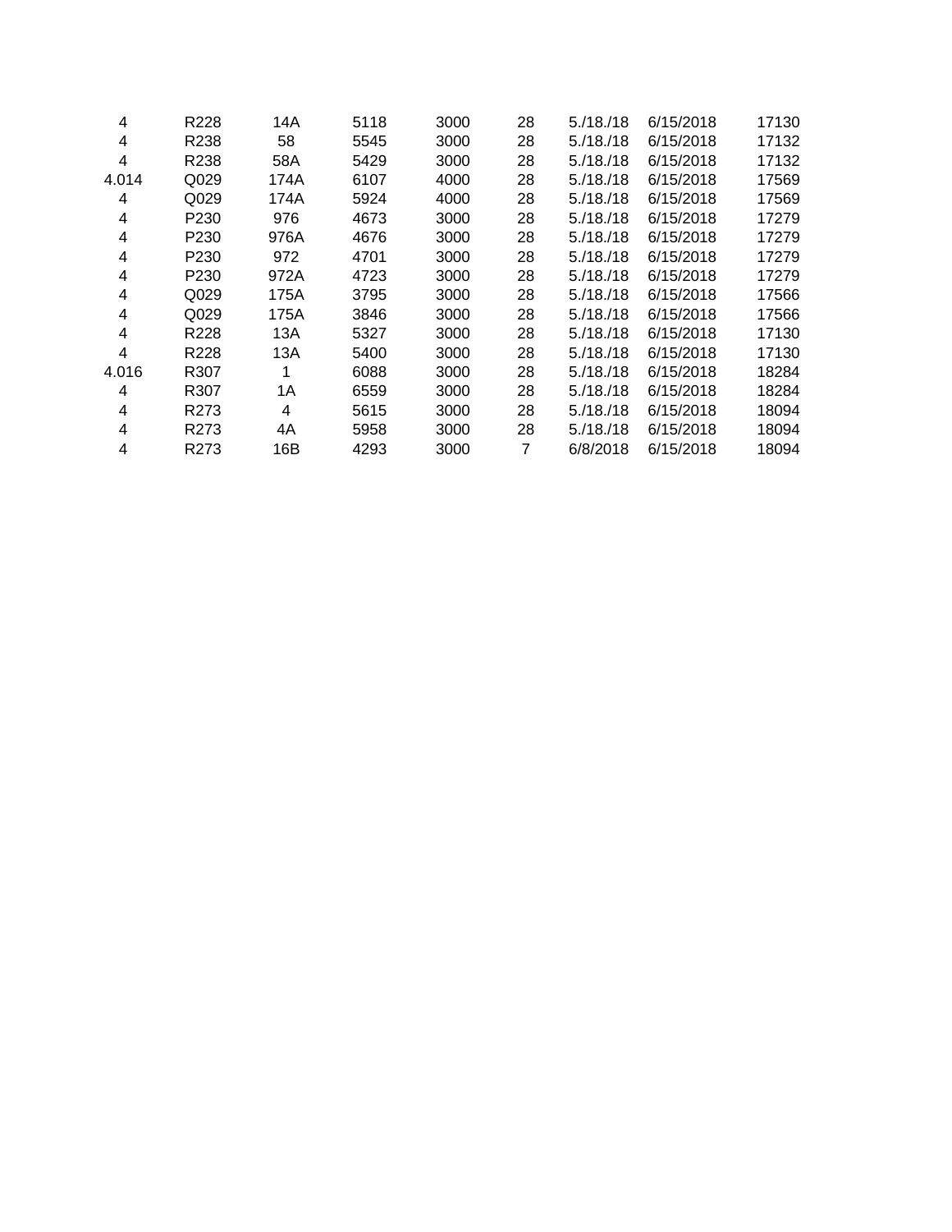| | | | | | | | | |
|---|---|---|---|---|---|---|---|---|
| 4 | R228 | 14A | 5118 | 3000 | 28 | 5./18./18 | 6/15/2018 | 17130 |
| 4 | R238 | 58 | 5545 | 3000 | 28 | 5./18./18 | 6/15/2018 | 17132 |
| 4 | R238 | 58A | 5429 | 3000 | 28 | 5./18./18 | 6/15/2018 | 17132 |
| 4.014 | Q029 | 174A | 6107 | 4000 | 28 | 5./18./18 | 6/15/2018 | 17569 |
| 4 | Q029 | 174A | 5924 | 4000 | 28 | 5./18./18 | 6/15/2018 | 17569 |
| 4 | P230 | 976 | 4673 | 3000 | 28 | 5./18./18 | 6/15/2018 | 17279 |
| 4 | P230 | 976A | 4676 | 3000 | 28 | 5./18./18 | 6/15/2018 | 17279 |
| 4 | P230 | 972 | 4701 | 3000 | 28 | 5./18./18 | 6/15/2018 | 17279 |
| 4 | P230 | 972A | 4723 | 3000 | 28 | 5./18./18 | 6/15/2018 | 17279 |
| 4 | Q029 | 175A | 3795 | 3000 | 28 | 5./18./18 | 6/15/2018 | 17566 |
| 4 | Q029 | 175A | 3846 | 3000 | 28 | 5./18./18 | 6/15/2018 | 17566 |
| 4 | R228 | 13A | 5327 | 3000 | 28 | 5./18./18 | 6/15/2018 | 17130 |
| 4 | R228 | 13A | 5400 | 3000 | 28 | 5./18./18 | 6/15/2018 | 17130 |
| 4.016 | R307 | 1 | 6088 | 3000 | 28 | 5./18./18 | 6/15/2018 | 18284 |
| 4 | R307 | 1A | 6559 | 3000 | 28 | 5./18./18 | 6/15/2018 | 18284 |
| 4 | R273 | 4 | 5615 | 3000 | 28 | 5./18./18 | 6/15/2018 | 18094 |
| 4 | R273 | 4A | 5958 | 3000 | 28 | 5./18./18 | 6/15/2018 | 18094 |
| 4 | R273 | 16B | 4293 | 3000 | 7 | 6/8/2018 | 6/15/2018 | 18094 |